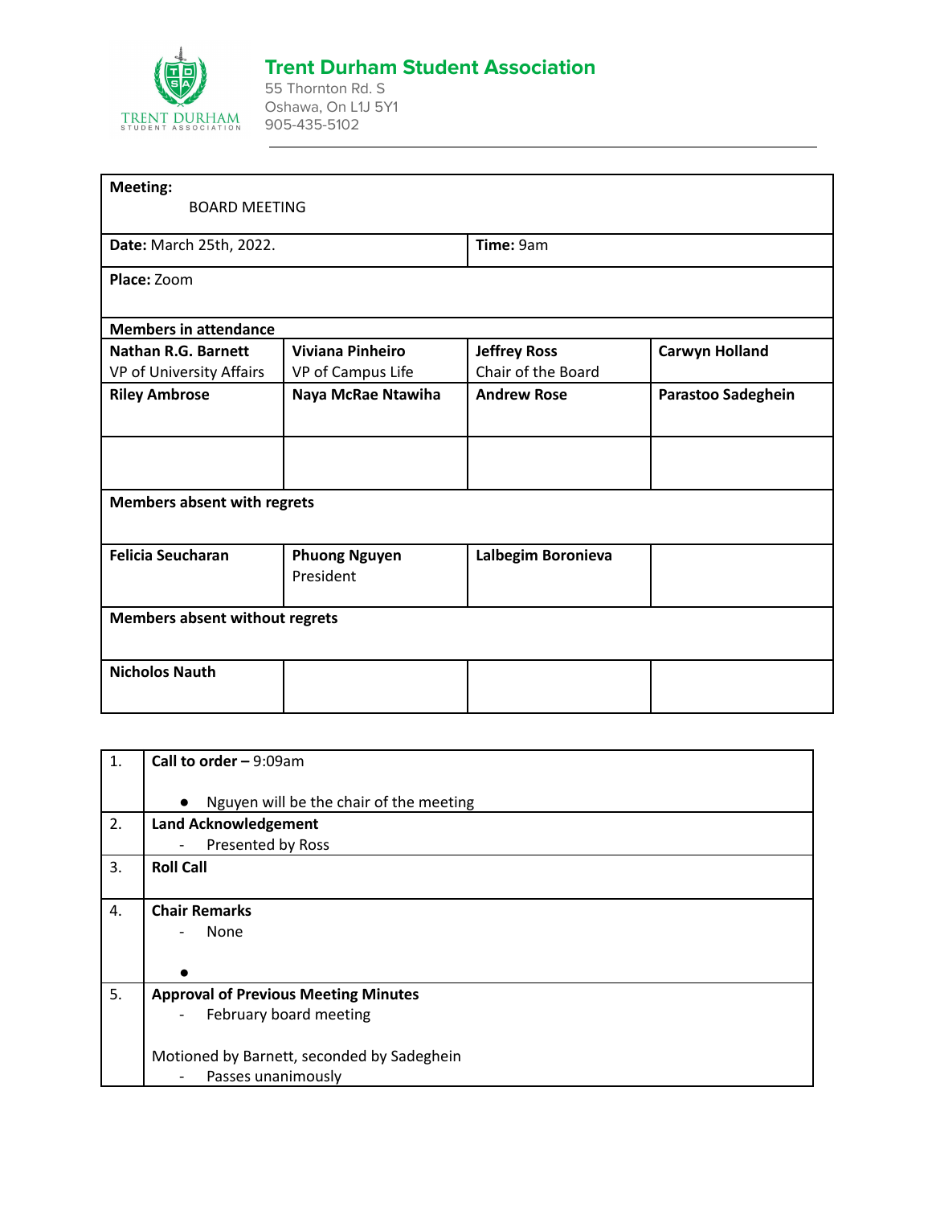# Trent Durham Student Association

55 Thornton Rd. S
Oshawa, On L1J 5Y1
905-435-5102

| **Meeting:** BOARD MEETING | | | |
|---|---|---|---|
| **Date:** March 25th, 2022. | | **Time:** 9am | |
| **Place:** Zoom | | | |
| **Members in attendance** | | | |
| **Nathan R.G. Barnett** VP of University Affairs | **Viviana Pinheiro** VP of Campus Life | **Jeffrey Ross** Chair of the Board | **Carwyn Holland** |
| **Riley Ambrose** | **Naya McRae Ntawiha** | **Andrew Rose** | **Parastoo Sadeghein** |
| | | | |
| **Members absent with regrets** | | | |
| **Felicia Seucharan** | **Phuong Nguyen** President | **Lalbegim Boronieva** | |
| **Members absent without regrets** | | | |
| **Nicholos Nauth** | | | |

| | |
|---|---|
| 1. | **Call to order –** 9:09am <br> ● Nguyen will be the chair of the meeting |
| 2. | **Land Acknowledgement** <br> - Presented by Ross |
| 3. | **Roll Call** |
| 4. | **Chair Remarks** <br> - None <br> ● |
| 5. | **Approval of Previous Meeting Minutes** <br> - February board meeting <br> Motioned by Barnett, seconded by Sadeghein <br> - Passes unanimously |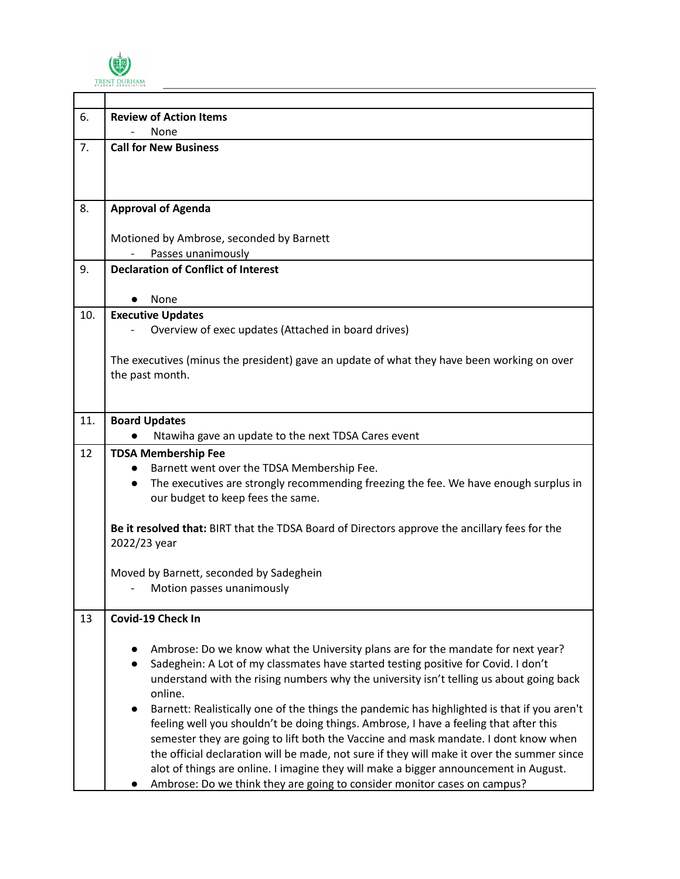| | |
|---|---|
| 6. | **Review of Action Items**<br>- None |
| 7. | **Call for New Business** |
| 8. | **Approval of Agenda**<br><br>Motioned by Ambrose, seconded by Barnett<br>- Passes unanimously |
| 9. | **Declaration of Conflict of Interest**<br><br>● None |
| 10. | **Executive Updates**<br>- Overview of exec updates (Attached in board drives)<br><br>The executives (minus the president) gave an update of what they have been working on over the past month. |
| 11. | **Board Updates**<br>● Ntawiha gave an update to the next TDSA Cares event |
| 12 | **TDSA Membership Fee**<br>● Barnett went over the TDSA Membership Fee.<br>● The executives are strongly recommending freezing the fee. We have enough surplus in our budget to keep fees the same.<br><br>**Be it resolved that:** BIRT that the TDSA Board of Directors approve the ancillary fees for the 2022/23 year<br><br>Moved by Barnett, seconded by Sadeghein<br>- Motion passes unanimously |
| 13 | **Covid-19 Check In**<br><br>● Ambrose: Do we know what the University plans are for the mandate for next year?<br>● Sadeghein: A Lot of my classmates have started testing positive for Covid. I don't understand with the rising numbers why the university isn't telling us about going back online.<br>● Barnett: Realistically one of the things the pandemic has highlighted is that if you aren't feeling well you shouldn't be doing things. Ambrose, I have a feeling that after this semester they are going to lift both the Vaccine and mask mandate. I dont know when the official declaration will be made, not sure if they will make it over the summer since alot of things are online. I imagine they will make a bigger announcement in August.<br>● Ambrose: Do we think they are going to consider monitor cases on campus? |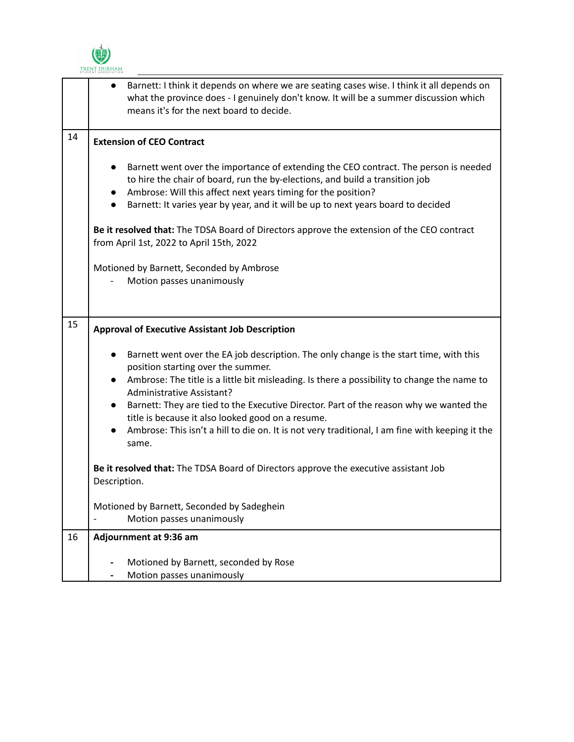| | |
|---|---|
| | • Barnett: I think it depends on where we are seating cases wise. I think it all depends on what the province does - I genuinely don't know. It will be a summer discussion which means it's for the next board to decide. |
| 14 | **Extension of CEO Contract**<br><br>• Barnett went over the importance of extending the CEO contract. The person is needed to hire the chair of board, run the by-elections, and build a transition job<br>• Ambrose: Will this affect next years timing for the position?<br>• Barnett: It varies year by year, and it will be up to next years board to decided<br><br>**Be it resolved that:** The TDSA Board of Directors approve the extension of the CEO contract from April 1st, 2022 to April 15th, 2022<br><br>Motioned by Barnett, Seconded by Ambrose<br>- Motion passes unanimously |
| 15 | **Approval of Executive Assistant Job Description**<br><br>• Barnett went over the EA job description. The only change is the start time, with this position starting over the summer.<br>• Ambrose: The title is a little bit misleading. Is there a possibility to change the name to Administrative Assistant?<br>• Barnett: They are tied to the Executive Director. Part of the reason why we wanted the title is because it also looked good on a resume.<br>• Ambrose: This isn't a hill to die on. It is not very traditional, I am fine with keeping it the same.<br><br>**Be it resolved that:** The TDSA Board of Directors approve the executive assistant Job Description.<br><br>Motioned by Barnett, Seconded by Sadeghein<br>- Motion passes unanimously |
| 16 | **Adjournment at 9:36 am**<br><br>- Motioned by Barnett, seconded by Rose<br>- Motion passes unanimously |